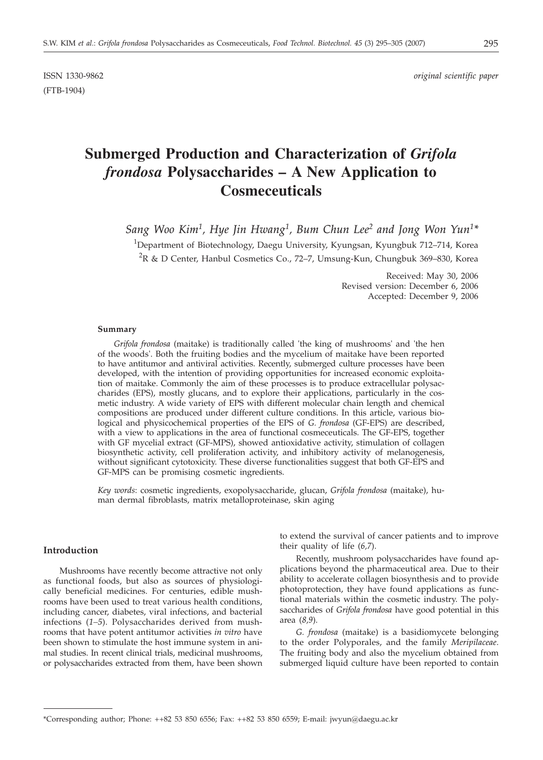ISSN 1330-9862

(FTB-1904)

*original scientific paper*

# Submerged Production and Characterization of *Grifola frondosa* Polysaccharides – A New Application to Cosmeceuticals

*Sang Woo Kim[1], Hye Jin Hwang[1], Bum Chun Lee[2] and Jong Won Yun[1]**

[1]Department of Biotechnology, Daegu University, Kyungsan, Kyungbuk 712–714, Korea

[2]R & D Center, Hanbul Cosmetics Co., 72–7, Umsung-Kun, Chungbuk 369–830, Korea

Received: May 30, 2006
Revised version: December 6, 2006
Accepted: December 9, 2006

## Summary

*Grifola frondosa* (maitake) is traditionally called 'the king of mushrooms' and 'the hen of the woods'. Both the fruiting bodies and the mycelium of maitake have been reported to have antitumor and antiviral activities. Recently, submerged culture processes have been developed, with the intention of providing opportunities for increased economic exploitation of maitake. Commonly the aim of these processes is to produce extracellular polysaccharides (EPS), mostly glucans, and to explore their applications, particularly in the cosmetic industry. A wide variety of EPS with different molecular chain length and chemical compositions are produced under different culture conditions. In this article, various biological and physicochemical properties of the EPS of *G. frondosa* (GF-EPS) are described, with a view to applications in the area of functional cosmeceuticals. The GF-EPS, together with GF mycelial extract (GF-MPS), showed antioxidative activity, stimulation of collagen biosynthetic activity, cell proliferation activity, and inhibitory activity of melanogenesis, without significant cytotoxicity. These diverse functionalities suggest that both GF-EPS and GF-MPS can be promising cosmetic ingredients.

*Key words*: cosmetic ingredients, exopolysaccharide, glucan, *Grifola frondosa* (maitake), human dermal fibroblasts, matrix metalloproteinase, skin aging

## Introduction

Mushrooms have recently become attractive not only as functional foods, but also as sources of physiologically beneficial medicines. For centuries, edible mushrooms have been used to treat various health conditions, including cancer, diabetes, viral infections, and bacterial infections (*1–5*). Polysaccharides derived from mushrooms that have potent antitumor activities *in vitro* have been shown to stimulate the host immune system in animal studies. In recent clinical trials, medicinal mushrooms, or polysaccharides extracted from them, have been shown to extend the survival of cancer patients and to improve their quality of life (*6,7*).

Recently, mushroom polysaccharides have found applications beyond the pharmaceutical area. Due to their ability to accelerate collagen biosynthesis and to provide photoprotection, they have found applications as functional materials within the cosmetic industry. The polysaccharides of *Grifola frondosa* have good potential in this area (*8,9*).

*G. frondosa* (maitake) is a basidiomycete belonging to the order Polyporales, and the family *Meripilaceae*. The fruiting body and also the mycelium obtained from submerged liquid culture have been reported to contain

---

*Corresponding author; Phone: ++82 53 850 6556; Fax: ++82 53 850 6559; E-mail: jwyun@daegu.ac.kr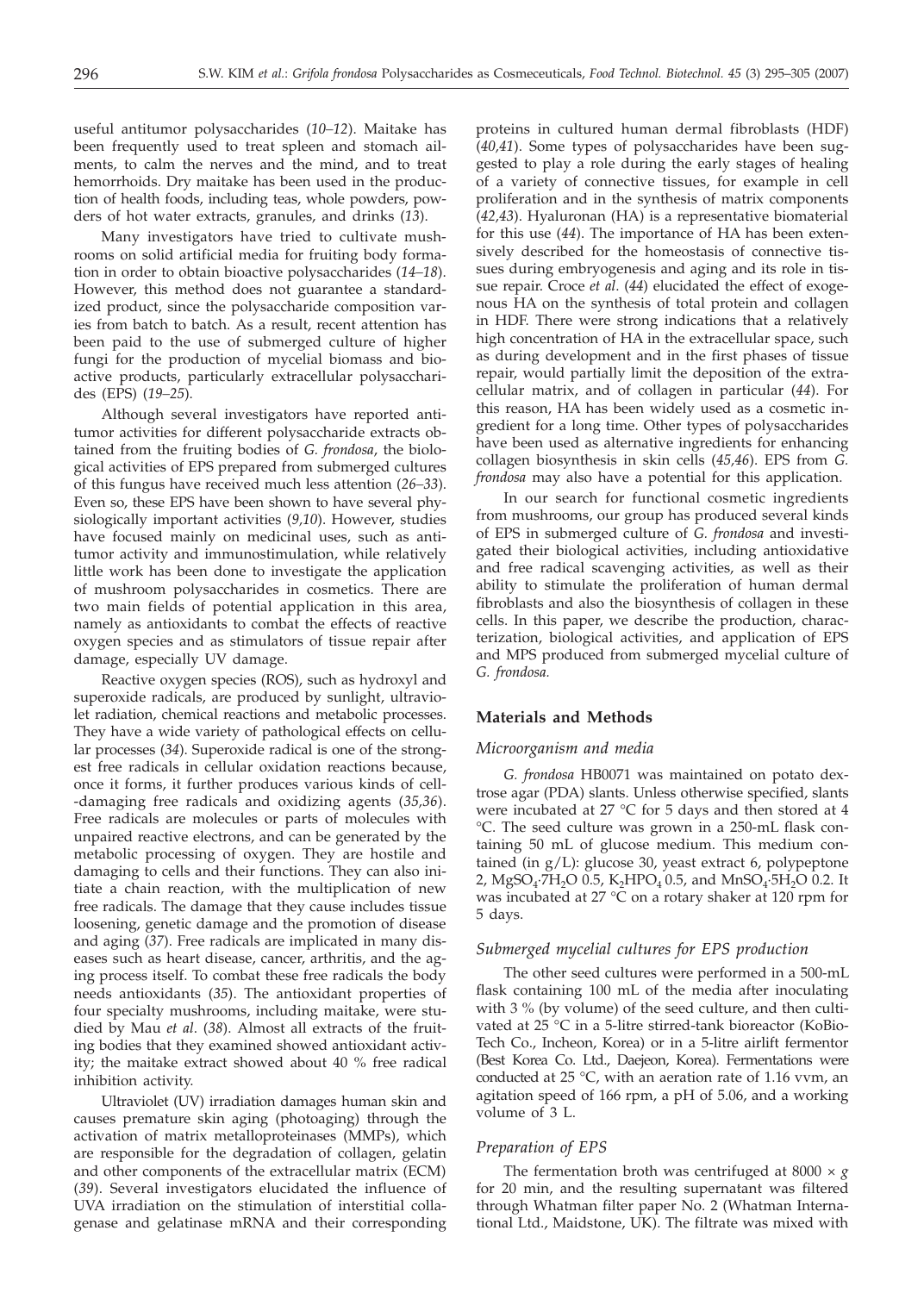useful antitumor polysaccharides (*10–12*). Maitake has been frequently used to treat spleen and stomach ailments, to calm the nerves and the mind, and to treat hemorrhoids. Dry maitake has been used in the production of health foods, including teas, whole powders, powders of hot water extracts, granules, and drinks (*13*).

Many investigators have tried to cultivate mushrooms on solid artificial media for fruiting body formation in order to obtain bioactive polysaccharides (*14–18*). However, this method does not guarantee a standardized product, since the polysaccharide composition varies from batch to batch. As a result, recent attention has been paid to the use of submerged culture of higher fungi for the production of mycelial biomass and bioactive products, particularly extracellular polysaccharides (EPS) (*19–25*).

Although several investigators have reported antitumor activities for different polysaccharide extracts obtained from the fruiting bodies of *G. frondosa*, the biological activities of EPS prepared from submerged cultures of this fungus have received much less attention (*26–33*). Even so, these EPS have been shown to have several physiologically important activities (*9,10*). However, studies have focused mainly on medicinal uses, such as antitumor activity and immunostimulation, while relatively little work has been done to investigate the application of mushroom polysaccharides in cosmetics. There are two main fields of potential application in this area, namely as antioxidants to combat the effects of reactive oxygen species and as stimulators of tissue repair after damage, especially UV damage.

Reactive oxygen species (ROS), such as hydroxyl and superoxide radicals, are produced by sunlight, ultraviolet radiation, chemical reactions and metabolic processes. They have a wide variety of pathological effects on cellular processes (*34*). Superoxide radical is one of the strongest free radicals in cellular oxidation reactions because, once it forms, it further produces various kinds of cell-damaging free radicals and oxidizing agents (*35,36*). Free radicals are molecules or parts of molecules with unpaired reactive electrons, and can be generated by the metabolic processing of oxygen. They are hostile and damaging to cells and their functions. They can also initiate a chain reaction, with the multiplication of new free radicals. The damage that they cause includes tissue loosening, genetic damage and the promotion of disease and aging (*37*). Free radicals are implicated in many diseases such as heart disease, cancer, arthritis, and the aging process itself. To combat these free radicals the body needs antioxidants (*35*). The antioxidant properties of four specialty mushrooms, including maitake, were studied by Mau *et al.* (*38*). Almost all extracts of the fruiting bodies that they examined showed antioxidant activity; the maitake extract showed about 40 % free radical inhibition activity.

Ultraviolet (UV) irradiation damages human skin and causes premature skin aging (photoaging) through the activation of matrix metalloproteinases (MMPs), which are responsible for the degradation of collagen, gelatin and other components of the extracellular matrix (ECM) (*39*). Several investigators elucidated the influence of UVA irradiation on the stimulation of interstitial collagenase and gelatinase mRNA and their corresponding proteins in cultured human dermal fibroblasts (HDF) (*40,41*). Some types of polysaccharides have been suggested to play a role during the early stages of healing of a variety of connective tissues, for example in cell proliferation and in the synthesis of matrix components (*42,43*). Hyaluronan (HA) is a representative biomaterial for this use (*44*). The importance of HA has been extensively described for the homeostasis of connective tissues during embryogenesis and aging and its role in tissue repair. Croce *et al.* (*44*) elucidated the effect of exogenous HA on the synthesis of total protein and collagen in HDF. There were strong indications that a relatively high concentration of HA in the extracellular space, such as during development and in the first phases of tissue repair, would partially limit the deposition of the extracellular matrix, and of collagen in particular (*44*). For this reason, HA has been widely used as a cosmetic ingredient for a long time. Other types of polysaccharides have been used as alternative ingredients for enhancing collagen biosynthesis in skin cells (*45,46*). EPS from *G. frondosa* may also have a potential for this application.

In our search for functional cosmetic ingredients from mushrooms, our group has produced several kinds of EPS in submerged culture of *G. frondosa* and investigated their biological activities, including antioxidative and free radical scavenging activities, as well as their ability to stimulate the proliferation of human dermal fibroblasts and also the biosynthesis of collagen in these cells. In this paper, we describe the production, characterization, biological activities, and application of EPS and MPS produced from submerged mycelial culture of *G. frondosa.*

## Materials and Methods

### *Microorganism and media*

*G. frondosa* HB0071 was maintained on potato dextrose agar (PDA) slants. Unless otherwise specified, slants were incubated at 27 °C for 5 days and then stored at 4 °C. The seed culture was grown in a 250-mL flask containing 50 mL of glucose medium. This medium contained (in g/L): glucose 30, yeast extract 6, polypeptone 2, $MgSO_4 \cdot 7H_2O$ 0.5, $K_2HPO_4$ 0.5, and $MnSO_4 \cdot 5H_2O$ 0.2. It was incubated at 27 °C on a rotary shaker at 120 rpm for 5 days.

### *Submerged mycelial cultures for EPS production*

The other seed cultures were performed in a 500-mL flask containing 100 mL of the media after inoculating with 3 % (by volume) of the seed culture, and then cultivated at 25 °C in a 5-litre stirred-tank bioreactor (KoBioTech Co., Incheon, Korea) or in a 5-litre airlift fermentor (Best Korea Co. Ltd., Daejeon, Korea). Fermentations were conducted at 25 °C, with an aeration rate of 1.16 vvm, an agitation speed of 166 rpm, a pH of 5.06, and a working volume of 3 L.

### *Preparation of EPS*

The fermentation broth was centrifuged at 8000 × *g* for 20 min, and the resulting supernatant was filtered through Whatman filter paper No. 2 (Whatman International Ltd., Maidstone, UK). The filtrate was mixed with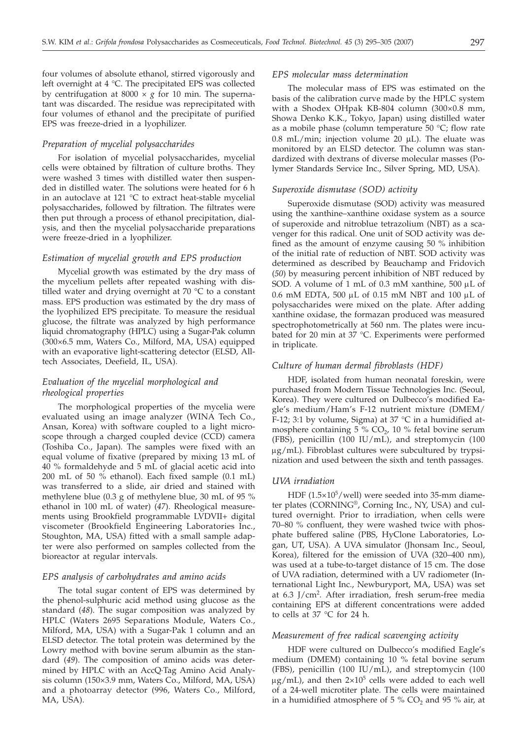four volumes of absolute ethanol, stirred vigorously and left overnight at 4 °C. The precipitated EPS was collected by centrifugation at 8000 × *g* for 10 min. The supernatant was discarded. The residue was reprecipitated with four volumes of ethanol and the precipitate of purified EPS was freeze-dried in a lyophilizer.

### *Preparation of mycelial polysaccharides*

For isolation of mycelial polysaccharides, mycelial cells were obtained by filtration of culture broths. They were washed 3 times with distilled water then suspended in distilled water. The solutions were heated for 6 h in an autoclave at 121 °C to extract heat-stable mycelial polysaccharides, followed by filtration. The filtrates were then put through a process of ethanol precipitation, dialysis, and then the mycelial polysaccharide preparations were freeze-dried in a lyophilizer.

### *Estimation of mycelial growth and EPS production*

Mycelial growth was estimated by the dry mass of the mycelium pellets after repeated washing with distilled water and drying overnight at 70 °C to a constant mass. EPS production was estimated by the dry mass of the lyophilized EPS precipitate. To measure the residual glucose, the filtrate was analyzed by high performance liquid chromatography (HPLC) using a Sugar-Pak column (300×6.5 mm, Waters Co., Milford, MA, USA) equipped with an evaporative light-scattering detector (ELSD, Alltech Associates, Deefield, IL, USA).

### *Evaluation of the mycelial morphological and rheological properties*

The morphological properties of the mycelia were evaluated using an image analyzer (WINA Tech Co., Ansan, Korea) with software coupled to a light microscope through a charged coupled device (CCD) camera (Toshiba Co., Japan). The samples were fixed with an equal volume of fixative (prepared by mixing 13 mL of 40 % formaldehyde and 5 mL of glacial acetic acid into 200 mL of 50 % ethanol). Each fixed sample (0.1 mL) was transferred to a slide, air dried and stained with methylene blue (0.3 g of methylene blue, 30 mL of 95 % ethanol in 100 mL of water) (*47*). Rheological measurements using Brookfield programmable LVDVII+ digital viscometer (Brookfield Engineering Laboratories Inc., Stoughton, MA, USA) fitted with a small sample adapter were also performed on samples collected from the bioreactor at regular intervals.

### *EPS analysis of carbohydrates and amino acids*

The total sugar content of EPS was determined by the phenol-sulphuric acid method using glucose as the standard (*48*). The sugar composition was analyzed by HPLC (Waters 2695 Separations Module, Waters Co., Milford, MA, USA) with a Sugar-Pak 1 column and an ELSD detector. The total protein was determined by the Lowry method with bovine serum albumin as the standard (*49*). The composition of amino acids was determined by HPLC with an AccQ·Tag Amino Acid Analysis column (150×3.9 mm, Waters Co., Milford, MA, USA) and a photoarray detector (996, Waters Co., Milford, MA, USA).

### *EPS molecular mass determination*

The molecular mass of EPS was estimated on the basis of the calibration curve made by the HPLC system with a Shodex OHpak KB-804 column (300×0.8 mm, Showa Denko K.K., Tokyo, Japan) using distilled water as a mobile phase (column temperature 50 °C; flow rate 0.8 mL/min; injection volume 20 μL). The eluate was monitored by an ELSD detector. The column was standardized with dextrans of diverse molecular masses (Polymer Standards Service Inc., Silver Spring, MD, USA).

### *Superoxide dismutase (SOD) activity*

Superoxide dismutase (SOD) activity was measured using the xanthine–xanthine oxidase system as a source of superoxide and nitroblue tetrazolium (NBT) as a scavenger for this radical. One unit of SOD activity was defined as the amount of enzyme causing 50 % inhibition of the initial rate of reduction of NBT. SOD activity was determined as described by Beauchamp and Fridovich (*50*) by measuring percent inhibition of NBT reduced by SOD. A volume of 1 mL of 0.3 mM xanthine, 500 μL of 0.6 mM EDTA, 500 μL of 0.15 mM NBT and 100 μL of polysaccharides were mixed on the plate. After adding xanthine oxidase, the formazan produced was measured spectrophotometrically at 560 nm. The plates were incubated for 20 min at 37 °C. Experiments were performed in triplicate.

### *Culture of human dermal fibroblasts (HDF)*

HDF, isolated from human neonatal foreskin, were purchased from Modern Tissue Technologies Inc. (Seoul, Korea). They were cultured on Dulbecco's modified Eagle's medium/Ham's F-12 nutrient mixture (DMEM/F-12; 3:1 by volume, Sigma) at 37 °C in a humidified atmosphere containing 5 % $CO_2$, 10 % fetal bovine serum (FBS), penicillin (100 IU/mL), and streptomycin (100 μg/mL). Fibroblast cultures were subcultured by trypsinization and used between the sixth and tenth passages.

### *UVA irradiation*

HDF ($1.5\times10^5$/well) were seeded into 35-mm diameter plates (CORNING®, Corning Inc., NY, USA) and cultured overnight. Prior to irradiation, when cells were 70–80 % confluent, they were washed twice with phosphate buffered saline (PBS, HyClone Laboratories, Logan, UT, USA). A UVA simulator (Jhonsam Inc., Seoul, Korea), filtered for the emission of UVA (320–400 nm), was used at a tube-to-target distance of 15 cm. The dose of UVA radiation, determined with a UV radiometer (International Light Inc., Newburyport, MA, USA) was set at 6.3 $J/cm^2$. After irradiation, fresh serum-free media containing EPS at different concentrations were added to cells at 37 °C for 24 h.

### *Measurement of free radical scavenging activity*

HDF were cultured on Dulbecco's modified Eagle's medium (DMEM) containing 10 % fetal bovine serum (FBS), penicillin (100 IU/mL), and streptomycin (100 μg/mL), and then $2\times10^5$ cells were added to each well of a 24-well microtiter plate. The cells were maintained in a humidified atmosphere of 5 % $CO_2$ and 95 % air, at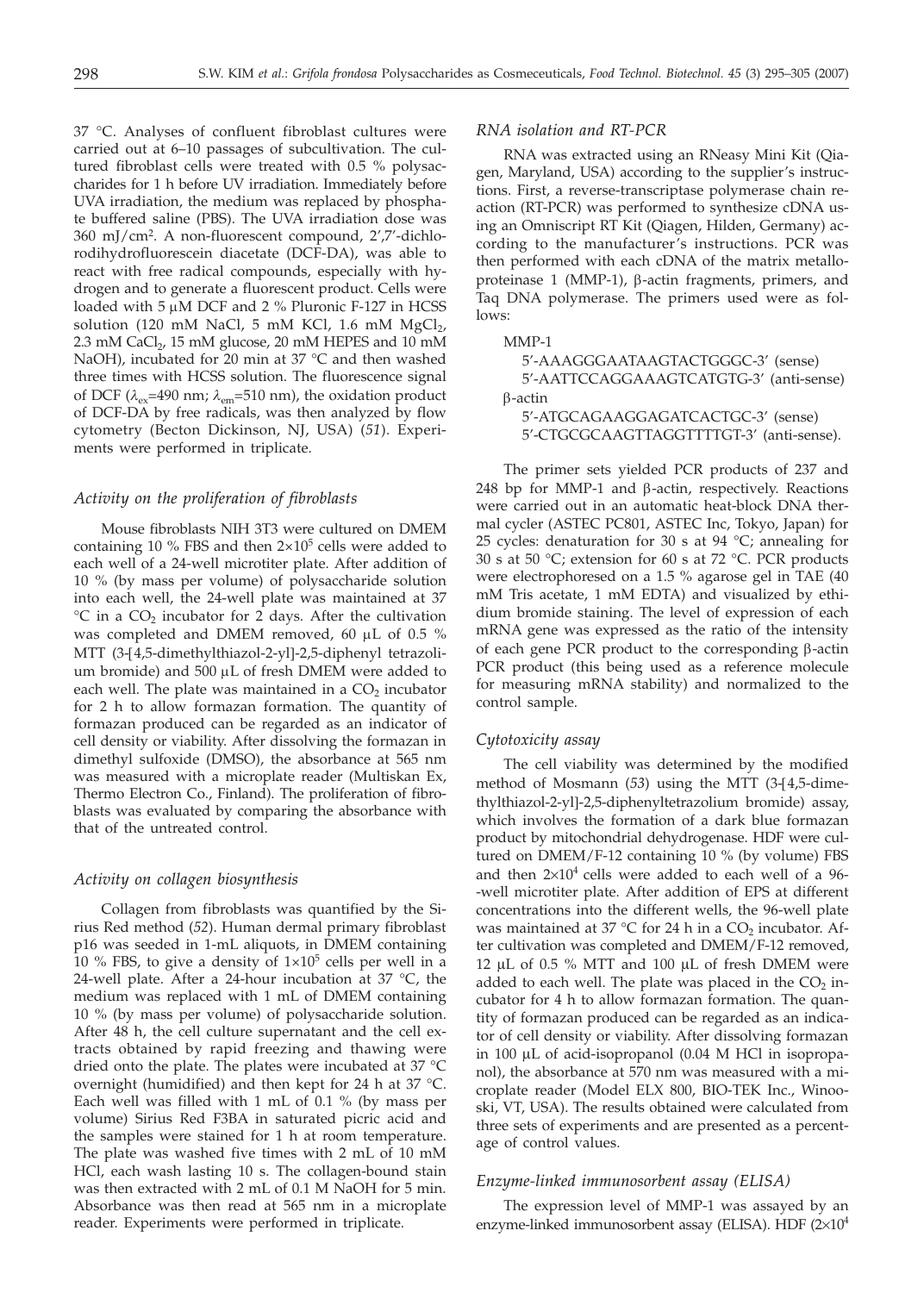37 °C. Analyses of confluent fibroblast cultures were carried out at 6–10 passages of subcultivation. The cultured fibroblast cells were treated with 0.5 % polysaccharides for 1 h before UV irradiation. Immediately before UVA irradiation, the medium was replaced by phosphate buffered saline (PBS). The UVA irradiation dose was 360 mJ/cm$^2$. A non-fluorescent compound, 2',7'-dichlororodihydrofluorescein diacetate (DCF-DA), was able to react with free radical compounds, especially with hydrogen and to generate a fluorescent product. Cells were loaded with 5 μM DCF and 2 % Pluronic F-127 in HCSS solution (120 mM NaCl, 5 mM KCl, 1.6 mM $MgCl_2$, 2.3 mM $CaCl_2$, 15 mM glucose, 20 mM HEPES and 10 mM NaOH), incubated for 20 min at 37 °C and then washed three times with HCSS solution. The fluorescence signal of DCF ($\lambda_{ex}$=490 nm; $\lambda_{em}$=510 nm), the oxidation product of DCF-DA by free radicals, was then analyzed by flow cytometry (Becton Dickinson, NJ, USA) (*51*). Experiments were performed in triplicate.

### *Activity on the proliferation of fibroblasts*

Mouse fibroblasts NIH 3T3 were cultured on DMEM containing 10 % FBS and then $2\times10^5$ cells were added to each well of a 24-well microtiter plate. After addition of 10 % (by mass per volume) of polysaccharide solution into each well, the 24-well plate was maintained at 37 °C in a $CO_2$ incubator for 2 days. After the cultivation was completed and DMEM removed, 60 μL of 0.5 % MTT (3-[4,5-dimethylthiazol-2-yl]-2,5-diphenyl tetrazolium bromide) and 500 μL of fresh DMEM were added to each well. The plate was maintained in a $CO_2$ incubator for 2 h to allow formazan formation. The quantity of formazan produced can be regarded as an indicator of cell density or viability. After dissolving the formazan in dimethyl sulfoxide (DMSO), the absorbance at 565 nm was measured with a microplate reader (Multiskan Ex, Thermo Electron Co., Finland). The proliferation of fibroblasts was evaluated by comparing the absorbance with that of the untreated control.

### *Activity on collagen biosynthesis*

Collagen from fibroblasts was quantified by the Sirius Red method (*52*). Human dermal primary fibroblast p16 was seeded in 1-mL aliquots, in DMEM containing 10 % FBS, to give a density of $1\times10^5$ cells per well in a 24-well plate. After a 24-hour incubation at 37 °C, the medium was replaced with 1 mL of DMEM containing 10 % (by mass per volume) of polysaccharide solution. After 48 h, the cell culture supernatant and the cell extracts obtained by rapid freezing and thawing were dried onto the plate. The plates were incubated at 37 °C overnight (humidified) and then kept for 24 h at 37 °C. Each well was filled with 1 mL of 0.1 % (by mass per volume) Sirius Red F3BA in saturated picric acid and the samples were stained for 1 h at room temperature. The plate was washed five times with 2 mL of 10 mM HCl, each wash lasting 10 s. The collagen-bound stain was then extracted with 2 mL of 0.1 M NaOH for 5 min. Absorbance was then read at 565 nm in a microplate reader. Experiments were performed in triplicate.

### *RNA isolation and RT-PCR*

RNA was extracted using an RNeasy Mini Kit (Qiagen, Maryland, USA) according to the supplier's instructions. First, a reverse-transcriptase polymerase chain reaction (RT-PCR) was performed to synthesize cDNA using an Omniscript RT Kit (Qiagen, Hilden, Germany) according to the manufacturer's instructions. PCR was then performed with each cDNA of the matrix metalloproteinase 1 (MMP-1), β-actin fragments, primers, and Taq DNA polymerase. The primers used were as follows:

MMP-1
5'-AAAGGGAATAAGTACTGGGC-3' (sense)
5'-AATTCCAGGAAAGTCATGTG-3' (anti-sense)
β-actin
5'-ATGCAGAAGGAGATCACTGC-3' (sense)
5'-CTGCGCAAGTTAGGTTTTGT-3' (anti-sense).

The primer sets yielded PCR products of 237 and 248 bp for MMP-1 and β-actin, respectively. Reactions were carried out in an automatic heat-block DNA thermal cycler (ASTEC PC801, ASTEC Inc, Tokyo, Japan) for 25 cycles: denaturation for 30 s at 94 °C; annealing for 30 s at 50 °C; extension for 60 s at 72 °C. PCR products were electrophoresed on a 1.5 % agarose gel in TAE (40 mM Tris acetate, 1 mM EDTA) and visualized by ethidium bromide staining. The level of expression of each mRNA gene was expressed as the ratio of the intensity of each gene PCR product to the corresponding β-actin PCR product (this being used as a reference molecule for measuring mRNA stability) and normalized to the control sample.

### *Cytotoxicity assay*

The cell viability was determined by the modified method of Mosmann (*53*) using the MTT (3-[4,5-dimethylthiazol-2-yl]-2,5-diphenyltetrazolium bromide) assay, which involves the formation of a dark blue formazan product by mitochondrial dehydrogenase. HDF were cultured on DMEM/F-12 containing 10 % (by volume) FBS and then $2\times10^4$ cells were added to each well of a 96-well microtiter plate. After addition of EPS at different concentrations into the different wells, the 96-well plate was maintained at 37 °C for 24 h in a $CO_2$ incubator. After cultivation was completed and DMEM/F-12 removed, 12 μL of 0.5 % MTT and 100 μL of fresh DMEM were added to each well. The plate was placed in the $CO_2$ incubator for 4 h to allow formazan formation. The quantity of formazan produced can be regarded as an indicator of cell density or viability. After dissolving formazan in 100 μL of acid-isopropanol (0.04 M HCl in isopropanol), the absorbance at 570 nm was measured with a microplate reader (Model ELX 800, BIO-TEK Inc., Winooski, VT, USA). The results obtained were calculated from three sets of experiments and are presented as a percentage of control values.

### *Enzyme-linked immunosorbent assay (ELISA)*

The expression level of MMP-1 was assayed by an enzyme-linked immunosorbent assay (ELISA). HDF ($2\times10^4$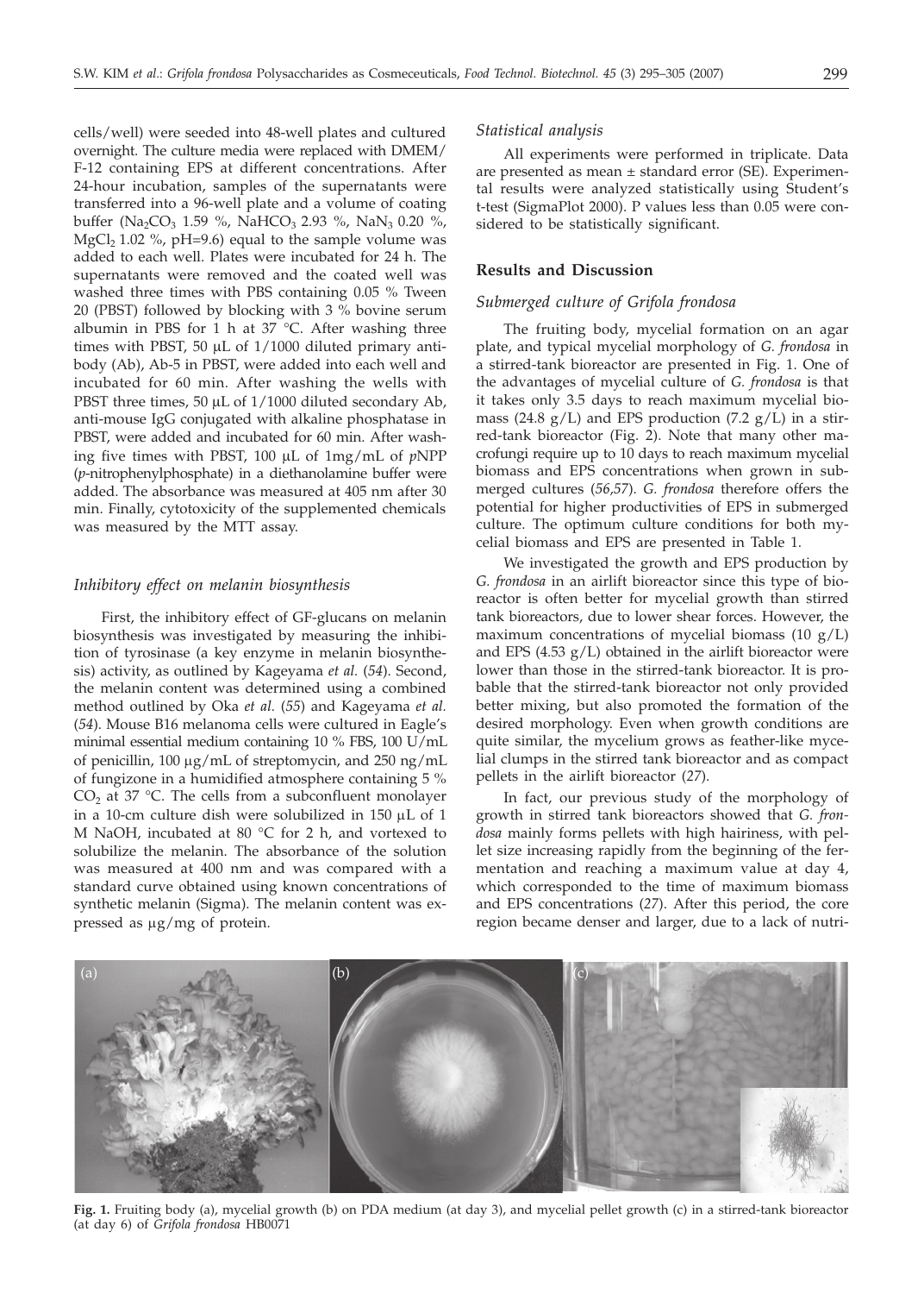cells/well) were seeded into 48-well plates and cultured overnight. The culture media were replaced with DMEM/F-12 containing EPS at different concentrations. After 24-hour incubation, samples of the supernatants were transferred into a 96-well plate and a volume of coating buffer ($Na_2CO_3$ 1.59 %, $NaHCO_3$ 2.93 %, $NaN_3$ 0.20 %, $MgCl_2$ 1.02 %, pH=9.6) equal to the sample volume was added to each well. Plates were incubated for 24 h. The supernatants were removed and the coated well was washed three times with PBS containing 0.05 % Tween 20 (PBST) followed by blocking with 3 % bovine serum albumin in PBS for 1 h at 37 °C. After washing three times with PBST, 50 μL of 1/1000 diluted primary antibody (Ab), Ab-5 in PBST, were added into each well and incubated for 60 min. After washing the wells with PBST three times, 50 μL of 1/1000 diluted secondary Ab, anti-mouse IgG conjugated with alkaline phosphatase in PBST, were added and incubated for 60 min. After washing five times with PBST, 100 μL of 1mg/mL of *p*NPP (*p*-nitrophenylphosphate) in a diethanolamine buffer were added. The absorbance was measured at 405 nm after 30 min. Finally, cytotoxicity of the supplemented chemicals was measured by the MTT assay.

### *Inhibitory effect on melanin biosynthesis*

First, the inhibitory effect of GF-glucans on melanin biosynthesis was investigated by measuring the inhibition of tyrosinase (a key enzyme in melanin biosynthesis) activity, as outlined by Kageyama *et al.* (*54*). Second, the melanin content was determined using a combined method outlined by Oka *et al.* (*55*) and Kageyama *et al.* (*54*). Mouse B16 melanoma cells were cultured in Eagle's minimal essential medium containing 10 % FBS, 100 U/mL of penicillin, 100 μg/mL of streptomycin, and 250 ng/mL of fungizone in a humidified atmosphere containing 5 % $CO_2$ at 37 °C. The cells from a subconfluent monolayer in a 10-cm culture dish were solubilized in 150 μL of 1 M NaOH, incubated at 80 °C for 2 h, and vortexed to solubilize the melanin. The absorbance of the solution was measured at 400 nm and was compared with a standard curve obtained using known concentrations of synthetic melanin (Sigma). The melanin content was expressed as μg/mg of protein.

### *Statistical analysis*

All experiments were performed in triplicate. Data are presented as mean ± standard error (SE). Experimental results were analyzed statistically using Student's t-test (SigmaPlot 2000). P values less than 0.05 were considered to be statistically significant.

## Results and Discussion

### *Submerged culture of Grifola frondosa*

The fruiting body, mycelial formation on an agar plate, and typical mycelial morphology of *G. frondosa* in a stirred-tank bioreactor are presented in Fig. 1. One of the advantages of mycelial culture of *G. frondosa* is that it takes only 3.5 days to reach maximum mycelial biomass (24.8 g/L) and EPS production (7.2 g/L) in a stirred-tank bioreactor (Fig. 2). Note that many other macrofungi require up to 10 days to reach maximum mycelial biomass and EPS concentrations when grown in submerged cultures (*56,57*). *G. frondosa* therefore offers the potential for higher productivities of EPS in submerged culture. The optimum culture conditions for both mycelial biomass and EPS are presented in Table 1.

We investigated the growth and EPS production by *G. frondosa* in an airlift bioreactor since this type of bioreactor is often better for mycelial growth than stirred tank bioreactors, due to lower shear forces. However, the maximum concentrations of mycelial biomass (10 g/L) and EPS (4.53 g/L) obtained in the airlift bioreactor were lower than those in the stirred-tank bioreactor. It is probable that the stirred-tank bioreactor not only provided better mixing, but also promoted the formation of the desired morphology. Even when growth conditions are quite similar, the mycelium grows as feather-like mycelial clumps in the stirred tank bioreactor and as compact pellets in the airlift bioreactor (*27*).

In fact, our previous study of the morphology of growth in stirred tank bioreactors showed that *G. frondosa* mainly forms pellets with high hairiness, with pellet size increasing rapidly from the beginning of the fermentation and reaching a maximum value at day 4, which corresponded to the time of maximum biomass and EPS concentrations (*27*). After this period, the core region became denser and larger, due to a lack of nutri-

**Fig. 1.** Fruiting body (a), mycelial growth (b) on PDA medium (at day 3), and mycelial pellet growth (c) in a stirred-tank bioreactor (at day 6) of *Grifola frondosa* HB0071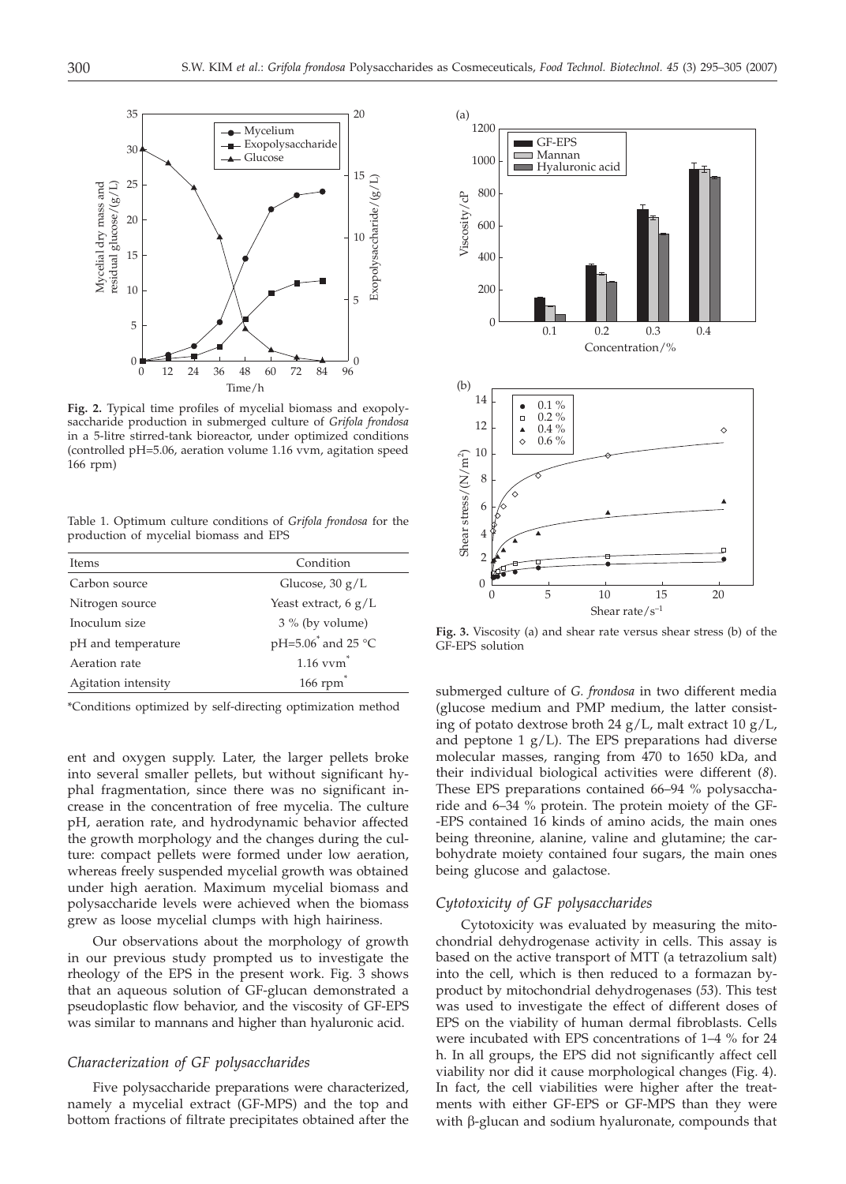**Fig. 2.** Typical time profiles of mycelial biomass and exopolysaccharide production in submerged culture of *Grifola frondosa* in a 5-litre stirred-tank bioreactor, under optimized conditions (controlled pH=5.06, aeration volume 1.16 vvm, agitation speed 166 rpm)

Table 1. Optimum culture conditions of *Grifola frondosa* for the production of mycelial biomass and EPS

| Items | Condition |
|---|---|
| Carbon source | Glucose, 30 g/L |
| Nitrogen source | Yeast extract, 6 g/L |
| Inoculum size | 3 % (by volume) |
| pH and temperature | pH=5.06* and 25 °C |
| Aeration rate | 1.16 vvm* |
| Agitation intensity | 166 rpm* |

*Conditions optimized by self-directing optimization method

ent and oxygen supply. Later, the larger pellets broke into several smaller pellets, but without significant hyphal fragmentation, since there was no significant increase in the concentration of free mycelia. The culture pH, aeration rate, and hydrodynamic behavior affected the growth morphology and the changes during the culture: compact pellets were formed under low aeration, whereas freely suspended mycelial growth was obtained under high aeration. Maximum mycelial biomass and polysaccharide levels were achieved when the biomass grew as loose mycelial clumps with high hairiness.

Our observations about the morphology of growth in our previous study prompted us to investigate the rheology of the EPS in the present work. Fig. 3 shows that an aqueous solution of GF-glucan demonstrated a pseudoplastic flow behavior, and the viscosity of GF-EPS was similar to mannans and higher than hyaluronic acid.

### *Characterization of GF polysaccharides*

Five polysaccharide preparations were characterized, namely a mycelial extract (GF-MPS) and the top and bottom fractions of filtrate precipitates obtained after the submerged culture of *G. frondosa* in two different media (glucose medium and PMP medium, the latter consisting of potato dextrose broth 24 g/L, malt extract 10 g/L, and peptone 1 g/L). The EPS preparations had diverse molecular masses, ranging from 470 to 1650 kDa, and their individual biological activities were different (*8*). These EPS preparations contained 66–94 % polysaccharide and 6–34 % protein. The protein moiety of the GF-EPS contained 16 kinds of amino acids, the main ones being threonine, alanine, valine and glutamine; the carbohydrate moiety contained four sugars, the main ones being glucose and galactose.

**Fig. 3.** Viscosity (a) and shear rate versus shear stress (b) of the GF-EPS solution

### *Cytotoxicity of GF polysaccharides*

Cytotoxicity was evaluated by measuring the mitochondrial dehydrogenase activity in cells. This assay is based on the active transport of MTT (a tetrazolium salt) into the cell, which is then reduced to a formazan byproduct by mitochondrial dehydrogenases (*53*). This test was used to investigate the effect of different doses of EPS on the viability of human dermal fibroblasts. Cells were incubated with EPS concentrations of 1–4 % for 24 h. In all groups, the EPS did not significantly affect cell viability nor did it cause morphological changes (Fig. 4). In fact, the cell viabilities were higher after the treatments with either GF-EPS or GF-MPS than they were with β-glucan and sodium hyaluronate, compounds that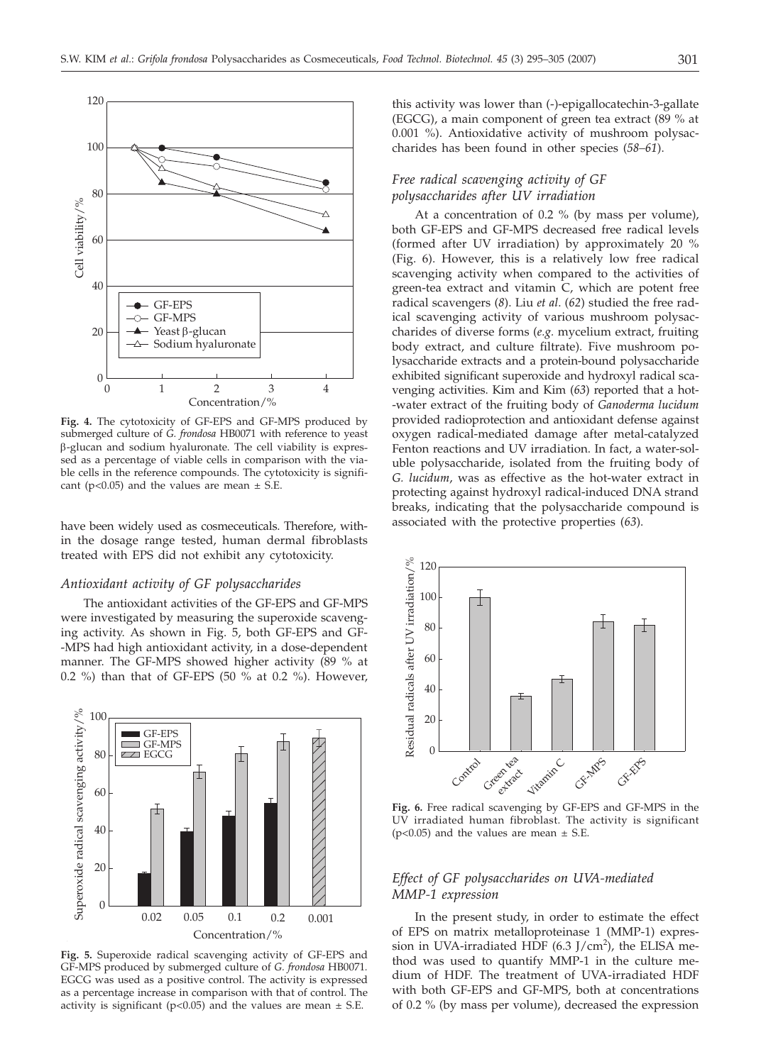**Fig. 4.** The cytotoxicity of GF-EPS and GF-MPS produced by submerged culture of *G. frondosa* HB0071 with reference to yeast β-glucan and sodium hyaluronate. The cell viability is expressed as a percentage of viable cells in comparison with the viable cells in the reference compounds. The cytotoxicity is significant ($p<0.05$) and the values are mean ± S.E.

have been widely used as cosmeceuticals. Therefore, within the dosage range tested, human dermal fibroblasts treated with EPS did not exhibit any cytotoxicity.

### *Antioxidant activity of GF polysaccharides*

The antioxidant activities of the GF-EPS and GF-MPS were investigated by measuring the superoxide scavenging activity. As shown in Fig. 5, both GF-EPS and GF-MPS had high antioxidant activity, in a dose-dependent manner. The GF-MPS showed higher activity (89 % at 0.2 %) than that of GF-EPS (50 % at 0.2 %). However, this activity was lower than (-)-epigallocatechin-3-gallate (EGCG), a main component of green tea extract (89 % at 0.001 %). Antioxidative activity of mushroom polysaccharides has been found in other species (*58–61*).

**Fig. 5.** Superoxide radical scavenging activity of GF-EPS and GF-MPS produced by submerged culture of *G. frondosa* HB0071. EGCG was used as a positive control. The activity is expressed as a percentage increase in comparison with that of control. The activity is significant ($p<0.05$) and the values are mean ± S.E.

### *Free radical scavenging activity of GF polysaccharides after UV irradiation*

At a concentration of 0.2 % (by mass per volume), both GF-EPS and GF-MPS decreased free radical levels (formed after UV irradiation) by approximately 20 % (Fig. 6). However, this is a relatively low free radical scavenging activity when compared to the activities of green-tea extract and vitamin C, which are potent free radical scavengers (*8*). Liu *et al.* (*62*) studied the free radical scavenging activity of various mushroom polysaccharides of diverse forms (*e.g.* mycelium extract, fruiting body extract, and culture filtrate). Five mushroom polysaccharide extracts and a protein-bound polysaccharide exhibited significant superoxide and hydroxyl radical scavenging activities. Kim and Kim (*63*) reported that a hot-water extract of the fruiting body of *Ganoderma lucidum* provided radioprotection and antioxidant defense against oxygen radical-mediated damage after metal-catalyzed Fenton reactions and UV irradiation. In fact, a water-soluble polysaccharide, isolated from the fruiting body of *G. lucidum*, was as effective as the hot-water extract in protecting against hydroxyl radical-induced DNA strand breaks, indicating that the polysaccharide compound is associated with the protective properties (*63*).

**Fig. 6.** Free radical scavenging by GF-EPS and GF-MPS in the UV irradiated human fibroblast. The activity is significant ($p<0.05$) and the values are mean ± S.E.

### *Effect of GF polysaccharides on UVA-mediated MMP-1 expression*

In the present study, in order to estimate the effect of EPS on matrix metalloproteinase 1 (MMP-1) expression in UVA-irradiated HDF (6.3 $J/cm^2$), the ELISA method was used to quantify MMP-1 in the culture medium of HDF. The treatment of UVA-irradiated HDF with both GF-EPS and GF-MPS, both at concentrations of 0.2 % (by mass per volume), decreased the expression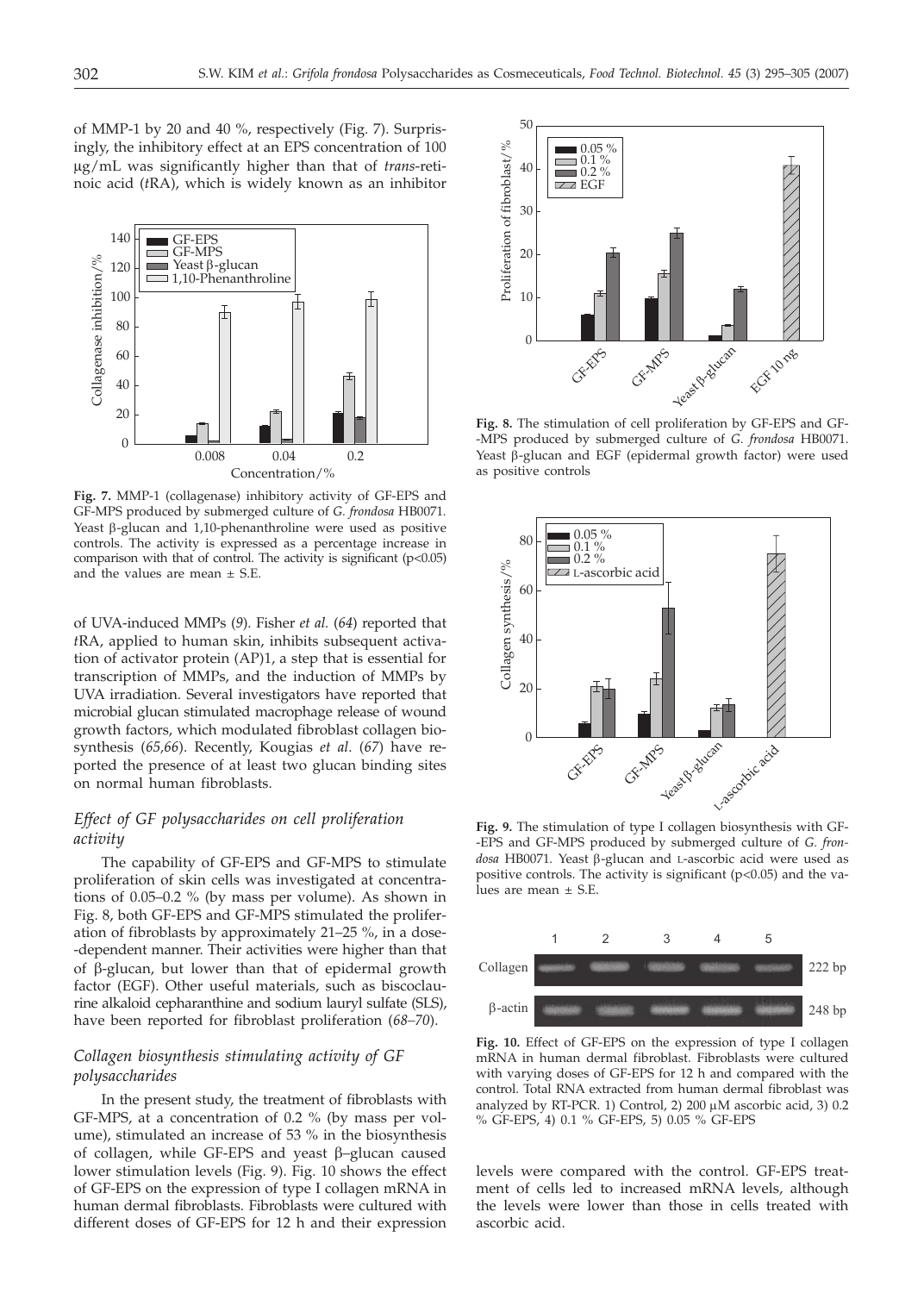of MMP-1 by 20 and 40 %, respectively (Fig. 7). Surprisingly, the inhibitory effect at an EPS concentration of 100 μg/mL was significantly higher than that of *trans*-retinoic acid (*t*RA), which is widely known as an inhibitor of UVA-induced MMPs (*9*). Fisher *et al.* (*64*) reported that *t*RA, applied to human skin, inhibits subsequent activation of activator protein (AP)1, a step that is essential for transcription of MMPs, and the induction of MMPs by UVA irradiation. Several investigators have reported that microbial glucan stimulated macrophage release of wound growth factors, which modulated fibroblast collagen biosynthesis (*65,66*). Recently, Kougias *et al*. (*67*) have reported the presence of at least two glucan binding sites on normal human fibroblasts.

**Fig. 7.** MMP-1 (collagenase) inhibitory activity of GF-EPS and GF-MPS produced by submerged culture of *G. frondosa* HB0071. Yeast β-glucan and 1,10-phenanthroline were used as positive controls. The activity is expressed as a percentage increase in comparison with that of control. The activity is significant ($p<0.05$) and the values are mean ± S.E.

### *Effect of GF polysaccharides on cell proliferation activity*

The capability of GF-EPS and GF-MPS to stimulate proliferation of skin cells was investigated at concentrations of 0.05–0.2 % (by mass per volume). As shown in Fig. 8, both GF-EPS and GF-MPS stimulated the proliferation of fibroblasts by approximately 21–25 %, in a dose-dependent manner. Their activities were higher than that of β-glucan, but lower than that of epidermal growth factor (EGF). Other useful materials, such as biscoclaurine alkaloid cepharanthine and sodium lauryl sulfate (SLS), have been reported for fibroblast proliferation (*68–70*).

### *Collagen biosynthesis stimulating activity of GF polysaccharides*

In the present study, the treatment of fibroblasts with GF-MPS, at a concentration of 0.2 % (by mass per volume), stimulated an increase of 53 % in the biosynthesis of collagen, while GF-EPS and yeast β–glucan caused lower stimulation levels (Fig. 9). Fig. 10 shows the effect of GF-EPS on the expression of type I collagen mRNA in human dermal fibroblast. Fibroblasts were cultured with different doses of GF-EPS for 12 h and their expression levels were compared with the control. GF-EPS treatment of cells led to increased mRNA levels, although the levels were lower than those in cells treated with ascorbic acid.

**Fig. 8.** The stimulation of cell proliferation by GF-EPS and GF-MPS produced by submerged culture of *G. frondosa* HB0071. Yeast β-glucan and EGF (epidermal growth factor) were used as positive controls

**Fig. 9.** The stimulation of type I collagen biosynthesis with GF-EPS and GF-MPS produced by submerged culture of *G. frondosa* HB0071. Yeast β-glucan and L-ascorbic acid were used as positive controls. The activity is significant ($p<0.05$) and the values are mean ± S.E.

**Fig. 10.** Effect of GF-EPS on the expression of type I collagen mRNA in human dermal fibroblast. Fibroblasts were cultured with varying doses of GF-EPS for 12 h and compared with the control. Total RNA extracted from human dermal fibroblast was analyzed by RT-PCR. 1) Control, 2) 200 μM ascorbic acid, 3) 0.2 % GF-EPS, 4) 0.1 % GF-EPS, 5) 0.05 % GF-EPS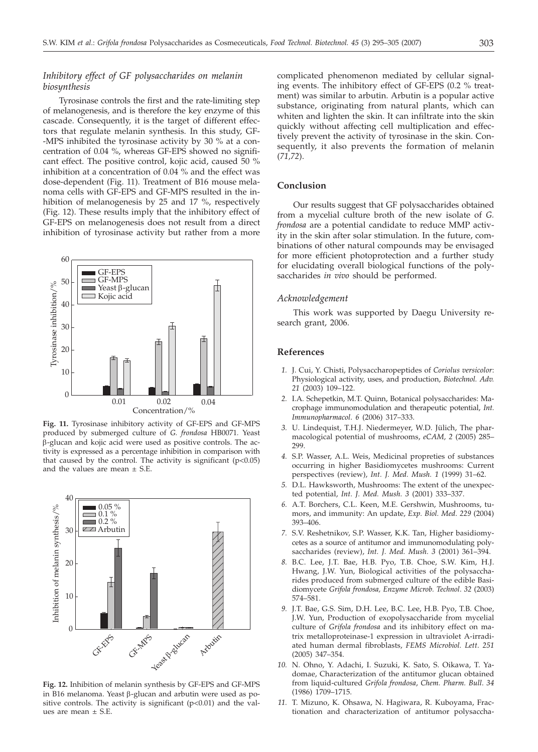### *Inhibitory effect of GF polysaccharides on melanin biosynthesis*

Tyrosinase controls the first and the rate-limiting step of melanogenesis, and is therefore the key enzyme of this cascade. Consequently, it is the target of different effectors that regulate melanin synthesis. In this study, GF-MPS inhibited the tyrosinase activity by 30 % at a concentration of 0.04 %, whereas GF-EPS showed no significant effect. The positive control, kojic acid, caused 50 % inhibition at a concentration of 0.04 % and the effect was dose-dependent (Fig. 11). Treatment of B16 mouse melanoma cells with GF-EPS and GF-MPS resulted in the inhibition of melanogenesis by 25 and 17 %, respectively (Fig. 12). These results imply that the inhibitory effect of GF-EPS on melanogenesis does not result from a direct inhibition of tyrosinase activity but rather from a more complicated phenomenon mediated by cellular signaling events. The inhibitory effect of GF-EPS (0.2 % treatment) was similar to arbutin. Arbutin is a popular active substance, originating from natural plants, which can whiten and lighten the skin. It can infiltrate into the skin quickly without affecting cell multiplication and effectively prevent the activity of tyrosinase in the skin. Consequently, it also prevents the formation of melanin (*71,72*).

**Fig. 11.** Tyrosinase inhibitory activity of GF-EPS and GF-MPS produced by submerged culture of *G. frondosa* HB0071. Yeast β-glucan and kojic acid were used as positive controls. The activity is expressed as a percentage inhibition in comparison with that caused by the control. The activity is significant ($p<0.05$) and the values are mean ± S.E.

**Fig. 12.** Inhibition of melanin synthesis by GF-EPS and GF-MPS in B16 melanoma. Yeast β-glucan and arbutin were used as positive controls. The activity is significant ($p<0.01$) and the values are mean ± S.E.

## Conclusion

Our results suggest that GF polysaccharides obtained from a mycelial culture broth of the new isolate of *G. frondosa* are a potential candidate to reduce MMP activity in the skin after solar stimulation. In the future, combinations of other natural compounds may be envisaged for more efficient photoprotection and a further study for elucidating overall biological functions of the polysaccharides *in vivo* should be performed.

### *Acknowledgement*

This work was supported by Daegu University research grant, 2006.

## References

*1.* J. Cui, Y. Chisti, Polysaccharopeptides of *Coriolus versicolor*: Physiological activity, uses, and production, *Biotechnol. Adv. 21* (2003) 109–122.

*2.* I.A. Schepetkin, M.T. Quinn, Botanical polysaccharides: Macrophage immunomodulation and therapeutic potential, *Int. Immunopharmacol. 6* (2006) 317–333.

*3.* U. Lindequist, T.H.J. Niedermeyer, W.D. Jülich, The pharmacological potential of mushrooms, *eCAM, 2* (2005) 285–299.

*4.* S.P. Wasser, A.L. Weis, Medicinal propreties of substances occurring in higher Basidiomycetes mushrooms: Current perspectives (review), *Int. J. Med. Mush. 1* (1999) 31–62.

*5.* D.L. Hawksworth, Mushrooms: The extent of the unexpected potential, *Int. J. Med. Mush. 3* (2001) 333–337.

*6.* A.T. Borchers, C.L. Keen, M.E. Gershwin, Mushrooms, tumors, and immunity: An update, *Exp. Biol. Med. 229* (2004) 393–406.

*7.* S.V. Reshetnikov, S.P. Wasser, K.K. Tan, Higher basidiomycetes as a source of antitumor and immunomodulating polysaccharides (review), *Int. J. Med. Mush. 3* (2001) 361–394.

*8.* B.C. Lee, J.T. Bae, H.B. Pyo, T.B. Choe, S.W. Kim, H.J. Hwang, J.W. Yun, Biological activities of the polysaccharides produced from submerged culture of the edible Basidiomycete *Grifola frondosa*, *Enzyme Microb. Technol*. *32* (2003) 574–581.

*9.* J.T. Bae, G.S. Sim, D.H. Lee, B.C. Lee, H.B. Pyo, T.B. Choe, J.W. Yun, Production of exopolysaccharide from mycelial culture of *Grifola frondosa* and its inhibitory effect on matrix metalloproteinase-1 expression in ultraviolet A-irradiated human dermal fibroblasts, *FEMS Microbiol. Lett*. *251* (2005) 347–354.

*10.* N. Ohno, Y. Adachi, I. Suzuki, K. Sato, S. Oikawa, T. Yadomae, Characterization of the antitumor glucan obtained from liquid-cultured *Grifola frondosa*, *Chem. Pharm. Bull*. *34* (1986) 1709–1715.

*11.* T. Mizuno, K. Ohsawa, N. Hagiwara, R. Kuboyama, Fractionation and characterization of antitumor polysaccha-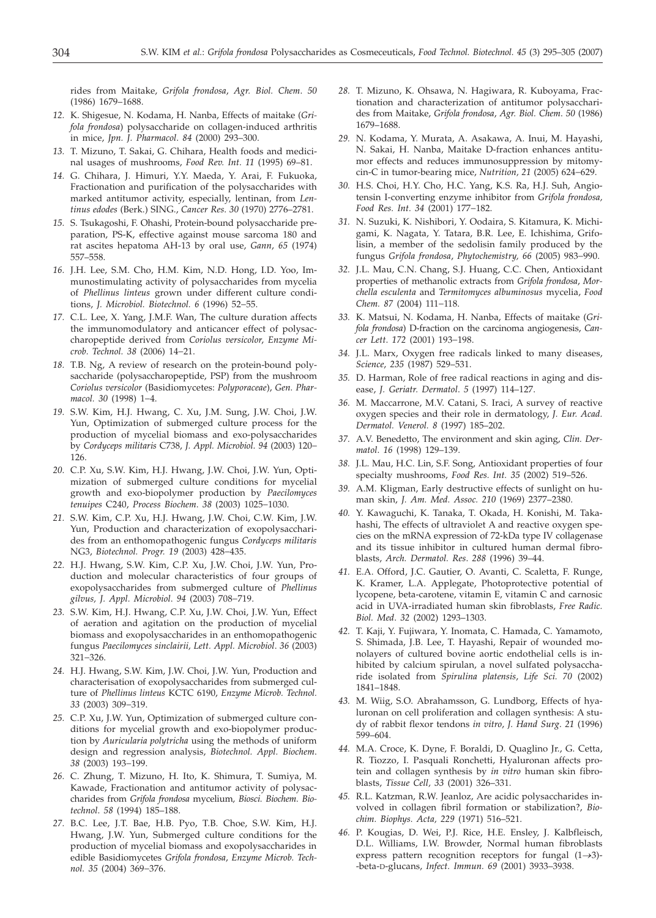rides from Maitake, *Grifola frondosa*, *Agr. Biol. Chem. 50* (1986) 1679–1688.

12. K. Shigesue, N. Kodama, H. Nanba, Effects of maitake (*Grifola frondosa*) polysaccharide on collagen-induced arthritis in mice, *Jpn. J. Pharmacol. 84* (2000) 293–300.

13. T. Mizuno, T. Sakai, G. Chihara, Health foods and medicinal usages of mushrooms, *Food Rev. Int. 11* (1995) 69–81.

14. G. Chihara, J. Himuri, Y.Y. Maeda, Y. Arai, F. Fukuoka, Fractionation and purification of the polysaccharides with marked antitumor activity, especially, lentinan, from *Lentinus edodes* (Berk.) SING., *Cancer Res. 30* (1970) 2776–2781.

15. S. Tsukagoshi, F. Ohashi, Protein-bound polysaccharide preparation, PS-K, effective against mouse sarcoma 180 and rat ascites hepatoma AH-13 by oral use, *Gann*, *65* (1974) 557–558.

16. J.H. Lee, S.M. Cho, H.M. Kim, N.D. Hong, I.D. Yoo, Immunostimulating activity of polysaccharides from mycelia of *Phellinus linteus* grown under different culture conditions, *J. Microbiol. Biotechnol. 6* (1996) 52–55.

17. C.L. Lee, X. Yang, J.M.F. Wan, The culture duration affects the immunomodulatory and anticancer effect of polysaccharopeptide derived from *Coriolus versicolor*, *Enzyme Microb. Technol. 38* (2006) 14–21.

18. T.B. Ng, A review of research on the protein-bound polysaccharide (polysaccharopeptide, PSP) from the mushroom *Coriolus versicolor* (Basidiomycetes: *Polyporaceae*), *Gen. Pharmacol. 30* (1998) 1–4.

19. S.W. Kim, H.J. Hwang, C. Xu, J.M. Sung, J.W. Choi, J.W. Yun, Optimization of submerged culture process for the production of mycelial biomass and exo-polysaccharides by *Cordyceps militaris* C738, *J. Appl. Microbiol. 94* (2003) 120–126.

20. C.P. Xu, S.W. Kim, H.J. Hwang, J.W. Choi, J.W. Yun, Optimization of submerged culture conditions for mycelial growth and exo-biopolymer production by *Paecilomyces tenuipes* C240, *Process Biochem. 38* (2003) 1025–1030.

21. S.W. Kim, C.P. Xu, H.J. Hwang, J.W. Choi, C.W. Kim, J.W. Yun, Production and characterization of exopolysaccharides from an enthomopathogenic fungus *Cordyceps militaris* NG3, *Biotechnol. Progr. 19* (2003) 428–435.

22. H.J. Hwang, S.W. Kim, C.P. Xu, J.W. Choi, J.W. Yun, Production and molecular characteristics of four groups of exopolysaccharides from submerged culture of *Phellinus gilvus, J. Appl. Microbiol. 94* (2003) 708–719.

23. S.W. Kim, H.J. Hwang, C.P. Xu, J.W. Choi, J.W. Yun, Effect of aeration and agitation on the production of mycelial biomass and exopolysaccharides in an enthomopathogenic fungus *Paecilomyces sinclairii*, *Lett. Appl. Microbiol*. *36* (2003) 321–326.

24. H.J. Hwang, S.W. Kim, J.W. Choi, J.W. Yun, Production and characterisation of exopolysaccharides from submerged culture of *Phellinus linteus* KCTC 6190, *Enzyme Microb. Technol. 33* (2003) 309–319.

25. C.P. Xu, J.W. Yun, Optimization of submerged culture conditions for mycelial growth and exo-biopolymer production by *Auricularia polytricha* using the methods of uniform design and regression analysis, *Biotechnol. Appl. Biochem*. *38* (2003) 193–199.

26. C. Zhung, T. Mizuno, H. Ito, K. Shimura, T. Sumiya, M. Kawade, Fractionation and antitumor activity of polysaccharides from *Grifola frondosa* mycelium, *Biosci. Biochem. Biotechnol. 58* (1994) 185–188.

27. B.C. Lee, J.T. Bae, H.B. Pyo, T.B. Choe, S.W. Kim, H.J. Hwang, J.W. Yun, Submerged culture conditions for the production of mycelial biomass and exopolysaccharides in edible Basidiomycetes *Grifola frondosa*, *Enzyme Microb. Technol. 35* (2004) 369–376.

28. T. Mizuno, K. Ohsawa, N. Hagiwara, R. Kuboyama, Fractionation and characterization of antitumor polysaccharides from Maitake, *Grifola frondosa*, *Agr. Biol. Chem. 50* (1986) 1679–1688.

29. N. Kodama, Y. Murata, A. Asakawa, A. Inui, M. Hayashi, N. Sakai, H. Nanba, Maitake D-fraction enhances antitumor effects and reduces immunosuppression by mitomycin-C in tumor-bearing mice, *Nutrition, 21* (2005) 624–629.

30. H.S. Choi, H.Y. Cho, H.C. Yang, K.S. Ra, H.J. Suh, Angiotensin I-converting enzyme inhibitor from *Grifola frondosa, Food Res. Int. 34* (2001) 177–182.

31. N. Suzuki, K. Nishibori, Y. Oodaira, S. Kitamura, K. Michigami, K. Nagata, Y. Tatara, B.R. Lee, E. Ichishima, Grifolisin, a member of the sedolisin family produced by the fungus *Grifola frondosa*, *Phytochemistry, 66* (2005) 983–990.

32. J.L. Mau, C.N. Chang, S.J. Huang, C.C. Chen, Antioxidant properties of methanolic extracts from *Grifola frondosa*, *Morchella esculenta* and *Termitomyces albuminosus* mycelia, *Food Chem. 87* (2004) 111–118.

33. K. Matsui, N. Kodama, H. Nanba, Effects of maitake (*Grifola frondosa*) D-fraction on the carcinoma angiogenesis, *Cancer Lett. 172* (2001) 193–198.

34. J.L. Marx, Oxygen free radicals linked to many diseases, *Science*, *235* (1987) 529–531.

35. D. Harman, Role of free radical reactions in aging and disease, *J. Geriatr. Dermatol. 5* (1997) 114–127.

36. M. Maccarrone, M.V. Catani, S. Iraci, A survey of reactive oxygen species and their role in dermatology, *J. Eur. Acad. Dermatol. Venerol. 8* (1997) 185–202.

37. A.V. Benedetto, The environment and skin aging, *Clin. Dermatol*. *16* (1998) 129–139.

38. J.L. Mau, H.C. Lin, S.F. Song, Antioxidant properties of four specialty mushrooms, *Food Res. Int. 35* (2002) 519–526.

39. A.M. Kligman, Early destructive effects of sunlight on human skin, *J. Am. Med. Assoc. 210* (1969) 2377–2380.

40. Y. Kawaguchi, K. Tanaka, T. Okada, H. Konishi, M. Takahashi, The effects of ultraviolet A and reactive oxygen species on the mRNA expression of 72-kDa type IV collagenase and its tissue inhibitor in cultured human dermal fibroblasts, *Arch. Dermatol. Res. 288* (1996) 39–44.

41. E.A. Offord, J.C. Gautier, O. Avanti, C. Scaletta, F. Runge, K. Kramer, L.A. Applegate, Photoprotective potential of lycopene, beta-carotene, vitamin E, vitamin C and carnosic acid in UVA-irradiated human skin fibroblasts, *Free Radic. Biol. Med*. *32* (2002) 1293–1303.

42. T. Kaji, Y. Fujiwara, Y. Inomata, C. Hamada, C. Yamamoto, S. Shimada, J.B. Lee, T. Hayashi, Repair of wounded monolayers of cultured bovine aortic endothelial cells is inhibited by calcium spirulan, a novel sulfated polysaccharide isolated from *Spirulina platensis*, *Life Sci. 70* (2002) 1841–1848.

43. M. Wiig, S.O. Abrahamsson, G. Lundborg, Effects of hyaluronan on cell proliferation and collagen synthesis: A study of rabbit flexor tendons *in vitro*, *J. Hand Surg*. *21* (1996) 599–604.

44. M.A. Croce, K. Dyne, F. Boraldi, D. Quaglino Jr., G. Cetta, R. Tiozzo, I. Pasquali Ronchetti, Hyaluronan affects protein and collagen synthesis by *in vitro* human skin fibroblasts, *Tissue Cell, 33* (2001) 326–331.

45. R.L. Katzman, R.W. Jeanloz, Are acidic polysaccharides involved in collagen fibril formation or stabilization?, *Biochim. Biophys. Acta, 229* (1971) 516–521.

46. P. Kougias, D. Wei, P.J. Rice, H.E. Ensley, J. Kalbfleisch, D.L. Williams, I.W. Browder, Normal human fibroblasts express pattern recognition receptors for fungal (1→3)-beta-D-glucans, *Infect. Immun. 69* (2001) 3933–3938.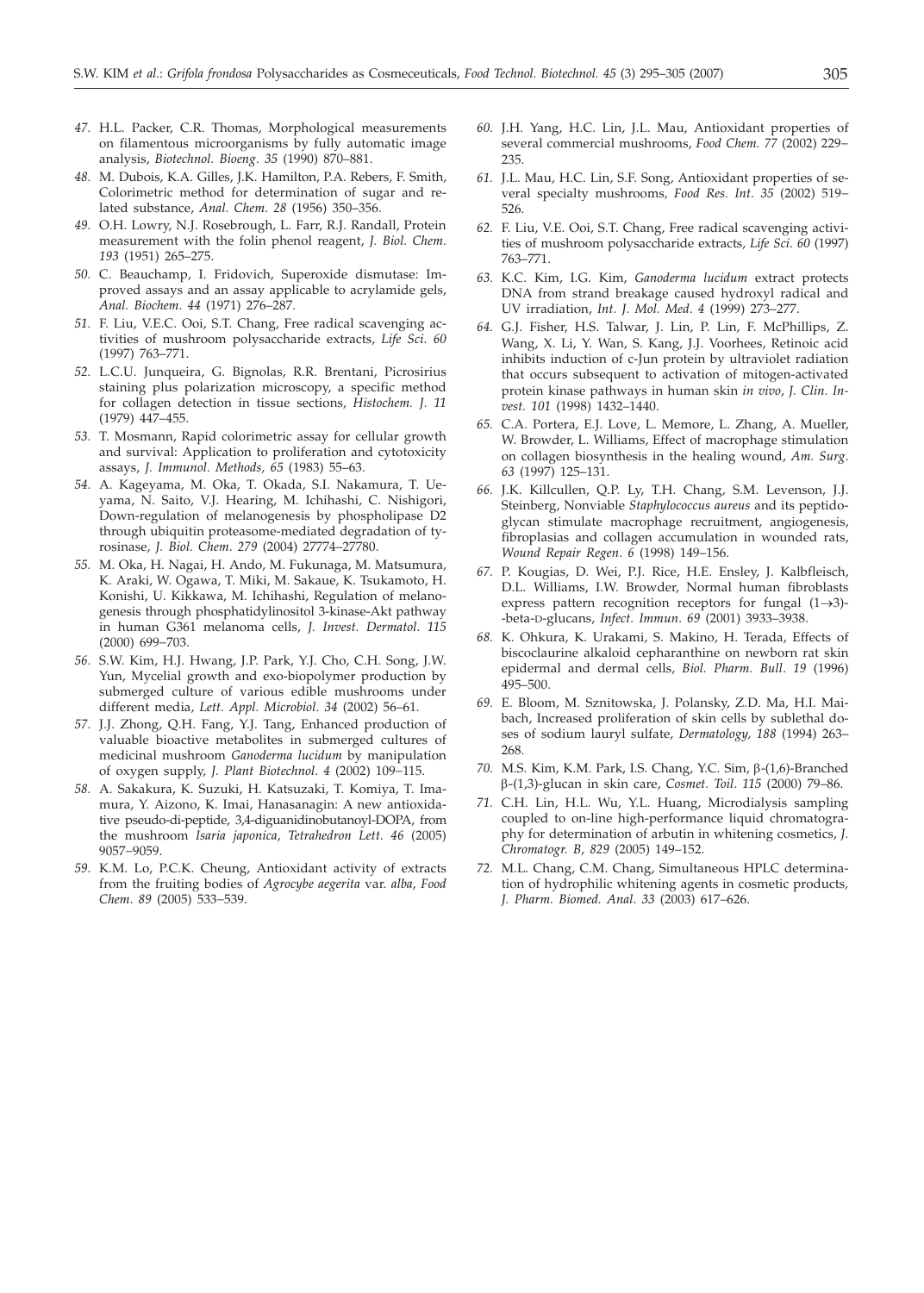47. H.L. Packer, C.R. Thomas, Morphological measurements on filamentous microorganisms by fully automatic image analysis, *Biotechnol. Bioeng*. *35* (1990) 870–881.

48. M. Dubois, K.A. Gilles, J.K. Hamilton, P.A. Rebers, F. Smith, Colorimetric method for determination of sugar and related substance, *Anal. Chem*. *28* (1956) 350–356.

49. O.H. Lowry, N.J. Rosebrough, L. Farr, R.J. Randall, Protein measurement with the folin phenol reagent, *J. Biol. Chem*. *193* (1951) 265–275.

50. C. Beauchamp, I. Fridovich, Superoxide dismutase: Improved assays and an assay applicable to acrylamide gels, *Anal. Biochem*. *44* (1971) 276–287.

51. F. Liu, V.E.C. Ooi, S.T. Chang, Free radical scavenging activities of mushroom polysaccharide extracts, *Life Sci*. *60* (1997) 763–771.

52. L.C.U. Junqueira, G. Bignolas, R.R. Brentani, Picrosirius staining plus polarization microscopy, a specific method for collagen detection in tissue sections, *Histochem. J*. *11* (1979) 447–455.

53. T. Mosmann, Rapid colorimetric assay for cellular growth and survival: Application to proliferation and cytotoxicity assays, *J. Immunol. Methods*, *65* (1983) 55–63.

54. A. Kageyama, M. Oka, T. Okada, S.I. Nakamura, T. Ueyama, N. Saito, V.J. Hearing, M. Ichihashi, C. Nishigori, Down-regulation of melanogenesis by phospholipase D2 through ubiquitin proteasome-mediated degradation of tyrosinase, *J. Biol. Chem*. *279* (2004) 27774–27780.

55. M. Oka, H. Nagai, H. Ando, M. Fukunaga, M. Matsumura, K. Araki, W. Ogawa, T. Miki, M. Sakaue, K. Tsukamoto, H. Konishi, U. Kikkawa, M. Ichihashi, Regulation of melanogenesis through phosphatidylinositol 3-kinase-Akt pathway in human G361 melanoma cells, *J. Invest. Dermatol*. *115* (2000) 699–703.

56. S.W. Kim, H.J. Hwang, J.P. Park, Y.J. Cho, C.H. Song, J.W. Yun, Mycelial growth and exo-biopolymer production by submerged culture of various edible mushrooms under different media, *Lett. Appl. Microbiol*. *34* (2002) 56–61.

57. J.J. Zhong, Q.H. Fang, Y.J. Tang, Enhanced production of valuable bioactive metabolites in submerged cultures of medicinal mushroom *Ganoderma lucidum* by manipulation of oxygen supply, *J. Plant Biotechnol*. *4* (2002) 109–115.

58. A. Sakakura, K. Suzuki, H. Katsuzaki, T. Komiya, T. Imamura, Y. Aizono, K. Imai, Hanasanagin: A new antioxidative pseudo-di-peptide, 3,4-diguanidinobutanoyl-DOPA, from the mushroom *Isaria japonica*, *Tetrahedron Lett*. *46* (2005) 9057–9059.

59. K.M. Lo, P.C.K. Cheung, Antioxidant activity of extracts from the fruiting bodies of *Agrocybe aegerita* var. *alba*, *Food Chem*. *89* (2005) 533–539.

60. J.H. Yang, H.C. Lin, J.L. Mau, Antioxidant properties of several commercial mushrooms, *Food Chem*. *77* (2002) 229–235.

61. J.L. Mau, H.C. Lin, S.F. Song, Antioxidant properties of several specialty mushrooms, *Food Res. Int*. *35* (2002) 519–526.

62. F. Liu, V.E. Ooi, S.T. Chang, Free radical scavenging activities of mushroom polysaccharide extracts, *Life Sci*. *60* (1997) 763–771.

63. K.C. Kim, I.G. Kim, *Ganoderma lucidum* extract protects DNA from strand breakage caused hydroxyl radical and UV irradiation, *Int. J. Mol. Med*. *4* (1999) 273–277.

64. G.J. Fisher, H.S. Talwar, J. Lin, P. Lin, F. McPhillips, Z. Wang, X. Li, Y. Wan, S. Kang, J.J. Voorhees, Retinoic acid inhibits induction of c-Jun protein by ultraviolet radiation that occurs subsequent to activation of mitogen-activated protein kinase pathways in human skin *in vivo*, *J. Clin. Invest*. *101* (1998) 1432–1440.

65. C.A. Portera, E.J. Love, L. Memore, L. Zhang, A. Mueller, W. Browder, L. Williams, Effect of macrophage stimulation on collagen biosynthesis in the healing wound, *Am. Surg*. *63* (1997) 125–131.

66. J.K. Killcullen, Q.P. Ly, T.H. Chang, S.M. Levenson, J.J. Steinberg, Nonviable *Staphylococcus aureus* and its peptidoglycan stimulate macrophage recruitment, angiogenesis, fibroplasias and collagen accumulation in wounded rats, *Wound Repair Regen*. *6* (1998) 149–156.

67. P. Kougias, D. Wei, P.J. Rice, H.E. Ensley, J. Kalbfleisch, D.L. Williams, I.W. Browder, Normal human fibroblasts express pattern recognition receptors for fungal (1→3)-beta-D-glucans, *Infect. Immun*. *69* (2001) 3933–3938.

68. K. Ohkura, K. Urakami, S. Makino, H. Terada, Effects of biscoclaurine alkaloid cepharanthine on newborn rat skin epidermal and dermal cells, *Biol. Pharm. Bull*. *19* (1996) 495–500.

69. E. Bloom, M. Sznitowska, J. Polansky, Z.D. Ma, H.I. Maibach, Increased proliferation of skin cells by sublethal doses of sodium lauryl sulfate, *Dermatology*, *188* (1994) 263–268.

70. M.S. Kim, K.M. Park, I.S. Chang, Y.C. Sim, β-(1,6)-Branched β-(1,3)-glucan in skin care, *Cosmet. Toil*. *115* (2000) 79–86.

71. C.H. Lin, H.L. Wu, Y.L. Huang, Microdialysis sampling coupled to on-line high-performance liquid chromatography for determination of arbutin in whitening cosmetics, *J. Chromatogr. B*, *829* (2005) 149–152.

72. M.L. Chang, C.M. Chang, Simultaneous HPLC determination of hydrophilic whitening agents in cosmetic products, *J. Pharm. Biomed. Anal*. *33* (2003) 617–626.